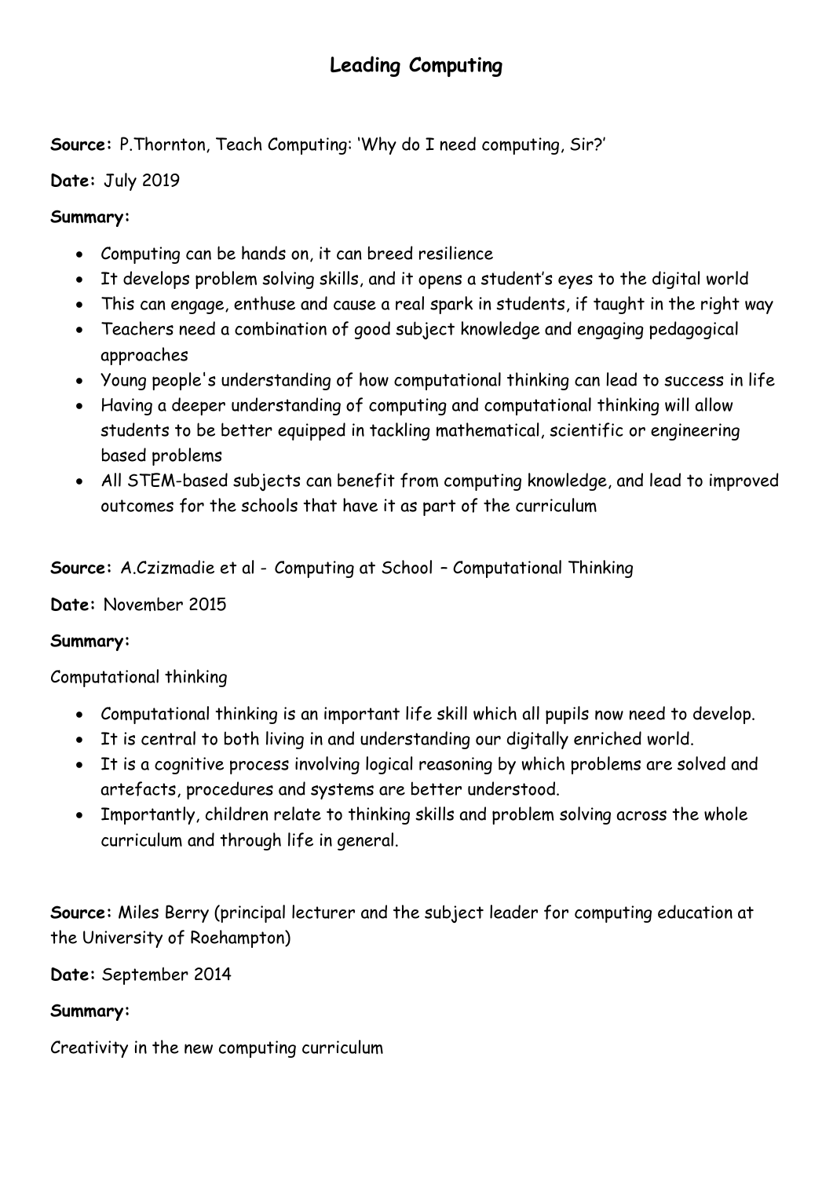# Leading Computing

**Source:** P.Thornton, Teach Computing: 'Why do I need computing, Sir?'

**Date:** July 2019

**Summary:**

- Computing can be hands on, it can breed resilience
- It develops problem solving skills, and it opens a student's eyes to the digital world
- This can engage, enthuse and cause a real spark in students, if taught in the right way
- Teachers need a combination of good subject knowledge and engaging pedagogical approaches
- Young people's understanding of how computational thinking can lead to success in life
- Having a deeper understanding of computing and computational thinking will allow students to be better equipped in tackling mathematical, scientific or engineering based problems
- All STEM-based subjects can benefit from computing knowledge, and lead to improved outcomes for the schools that have it as part of the curriculum

**Source:** A.Czizmadie et al - Computing at School – Computational Thinking

**Date:** November 2015

**Summary:**

Computational thinking

- Computational thinking is an important life skill which all pupils now need to develop.
- It is central to both living in and understanding our digitally enriched world.
- It is a cognitive process involving logical reasoning by which problems are solved and artefacts, procedures and systems are better understood.
- Importantly, children relate to thinking skills and problem solving across the whole curriculum and through life in general.

**Source:** Miles Berry (principal lecturer and the subject leader for computing education at the University of Roehampton)

**Date:** September 2014

**Summary:**

Creativity in the new computing curriculum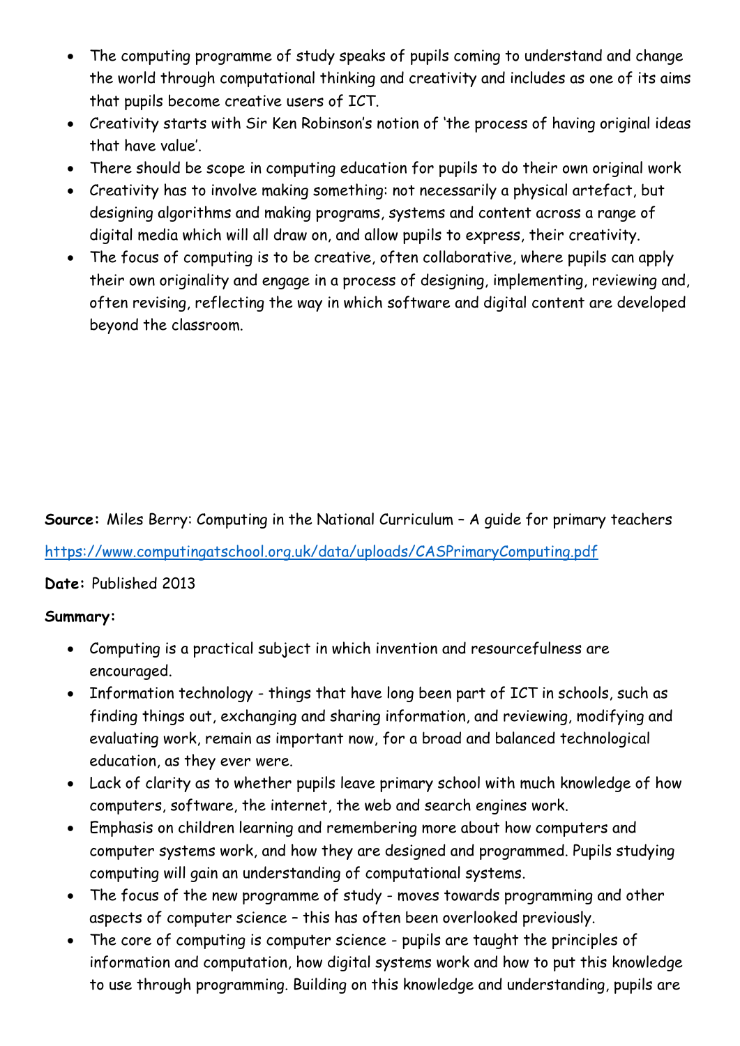- The computing programme of study speaks of pupils coming to understand and change the world through computational thinking and creativity and includes as one of its aims that pupils become creative users of ICT.
- Creativity starts with Sir Ken Robinson's notion of 'the process of having original ideas that have value'.
- There should be scope in computing education for pupils to do their own original work
- Creativity has to involve making something: not necessarily a physical artefact, but designing algorithms and making programs, systems and content across a range of digital media which will all draw on, and allow pupils to express, their creativity.
- The focus of computing is to be creative, often collaborative, where pupils can apply their own originality and engage in a process of designing, implementing, reviewing and, often revising, reflecting the way in which software and digital content are developed beyond the classroom.

**Source:** Miles Berry: Computing in the National Curriculum – A guide for primary teachers

https://www.computingatschool.org.uk/data/uploads/CASPrimaryComputing.pdf

**Date:** Published 2013

**Summary:**

- Computing is a practical subject in which invention and resourcefulness are encouraged.
- Information technology - things that have long been part of ICT in schools, such as finding things out, exchanging and sharing information, and reviewing, modifying and evaluating work, remain as important now, for a broad and balanced technological education, as they ever were.
- Lack of clarity as to whether pupils leave primary school with much knowledge of how computers, software, the internet, the web and search engines work.
- Emphasis on children learning and remembering more about how computers and computer systems work, and how they are designed and programmed. Pupils studying computing will gain an understanding of computational systems.
- The focus of the new programme of study - moves towards programming and other aspects of computer science – this has often been overlooked previously.
- The core of computing is computer science - pupils are taught the principles of information and computation, how digital systems work and how to put this knowledge to use through programming. Building on this knowledge and understanding, pupils are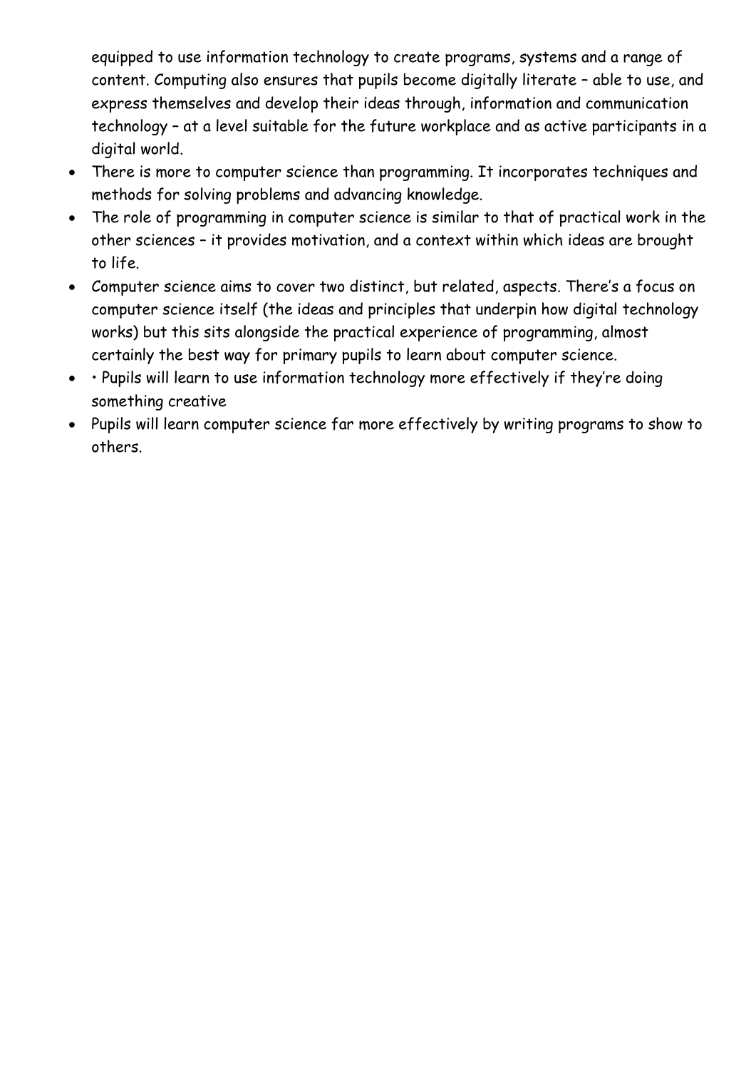equipped to use information technology to create programs, systems and a range of content. Computing also ensures that pupils become digitally literate – able to use, and express themselves and develop their ideas through, information and communication technology – at a level suitable for the future workplace and as active participants in a digital world.

- There is more to computer science than programming. It incorporates techniques and methods for solving problems and advancing knowledge.
- The role of programming in computer science is similar to that of practical work in the other sciences – it provides motivation, and a context within which ideas are brought to life.
- Computer science aims to cover two distinct, but related, aspects. There's a focus on computer science itself (the ideas and principles that underpin how digital technology works) but this sits alongside the practical experience of programming, almost certainly the best way for primary pupils to learn about computer science.
- • Pupils will learn to use information technology more effectively if they're doing something creative
- Pupils will learn computer science far more effectively by writing programs to show to others.